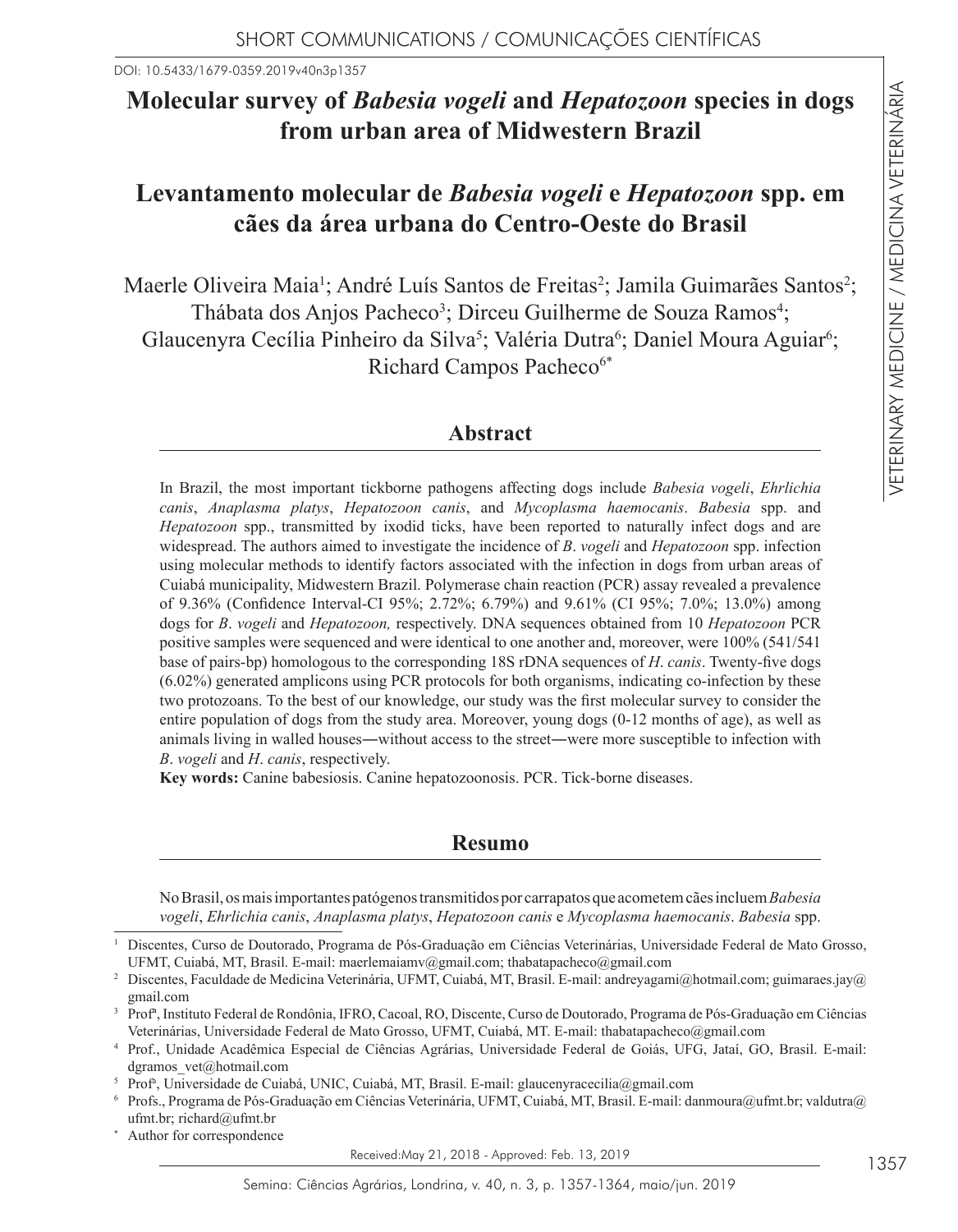SHORT COMMUNICATIONS / COMUNICAÇÕES CIENTÍFICAS

DOI: 10.5433/1679-0359.2019v40n3p1357

# Molecular survey of *Babesia vogeli* and *Hepatozoon* species in dogs from urban area of Midwestern Brazil

# Levantamento molecular de *Babesia vogeli* e *Hepatozoon* spp. em cães da área urbana do Centro-Oeste do Brasil

Maerle Oliveira Maia[1]; André Luís Santos de Freitas[2]; Jamila Guimarães Santos[2]; Thábata dos Anjos Pacheco[3]; Dirceu Guilherme de Souza Ramos[4]; Glaucenyra Cecília Pinheiro da Silva[5]; Valéria Dutra[6]; Daniel Moura Aguiar[6]; Richard Campos Pacheco[6*]

## Abstract

In Brazil, the most important tickborne pathogens affecting dogs include *Babesia vogeli*, *Ehrlichia canis*, *Anaplasma platys*, *Hepatozoon canis*, and *Mycoplasma haemocanis*. *Babesia* spp. and *Hepatozoon* spp., transmitted by ixodid ticks, have been reported to naturally infect dogs and are widespread. The authors aimed to investigate the incidence of *B*. *vogeli* and *Hepatozoon* spp. infection using molecular methods to identify factors associated with the infection in dogs from urban areas of Cuiabá municipality, Midwestern Brazil. Polymerase chain reaction (PCR) assay revealed a prevalence of 9.36% (Confidence Interval-CI 95%; 2.72%; 6.79%) and 9.61% (CI 95%; 7.0%; 13.0%) among dogs for *B*. *vogeli* and *Hepatozoon,* respectively. DNA sequences obtained from 10 *Hepatozoon* PCR positive samples were sequenced and were identical to one another and, moreover, were 100% (541/541 base of pairs-bp) homologous to the corresponding 18S rDNA sequences of *H*. *canis*. Twenty-five dogs (6.02%) generated amplicons using PCR protocols for both organisms, indicating co-infection by these two protozoans. To the best of our knowledge, our study was the first molecular survey to consider the entire population of dogs from the study area. Moreover, young dogs (0-12 months of age), as well as animals living in walled houses―without access to the street―were more susceptible to infection with *B*. *vogeli* and *H*. *canis*, respectively.

**Key words:** Canine babesiosis. Canine hepatozoonosis. PCR. Tick-borne diseases.

## Resumo

No Brasil, os mais importantes patógenos transmitidos por carrapatos que acometem cães incluem *Babesia vogeli*, *Ehrlichia canis*, *Anaplasma platys*, *Hepatozoon canis* e *Mycoplasma haemocanis*. *Babesia* spp.

---

[1] Discentes, Curso de Doutorado, Programa de Pós-Graduação em Ciências Veterinárias, Universidade Federal de Mato Grosso, UFMT, Cuiabá, MT, Brasil. E-mail: maerlemaiamv@gmail.com; thabatapacheco@gmail.com

[2] Discentes, Faculdade de Medicina Veterinária, UFMT, Cuiabá, MT, Brasil. E-mail: andreyagami@hotmail.com; guimaraes.jay@gmail.com

[3] Profª, Instituto Federal de Rondônia, IFRO, Cacoal, RO, Discente, Curso de Doutorado, Programa de Pós-Graduação em Ciências Veterinárias, Universidade Federal de Mato Grosso, UFMT, Cuiabá, MT. E-mail: thabatapacheco@gmail.com

[4] Prof., Unidade Acadêmica Especial de Ciências Agrárias, Universidade Federal de Goiás, UFG, Jataí, GO, Brasil. E-mail: dgramos_vet@hotmail.com

[5] Profª, Universidade de Cuiabá, UNIC, Cuiabá, MT, Brasil. E-mail: glaucenyracecilia@gmail.com

[6] Profs., Programa de Pós-Graduação em Ciências Veterinária, UFMT, Cuiabá, MT, Brasil. E-mail: danmoura@ufmt.br; valdutra@ufmt.br; richard@ufmt.br

[*] Author for correspondence

Received:May 21, 2018 - Approved: Feb. 13, 2019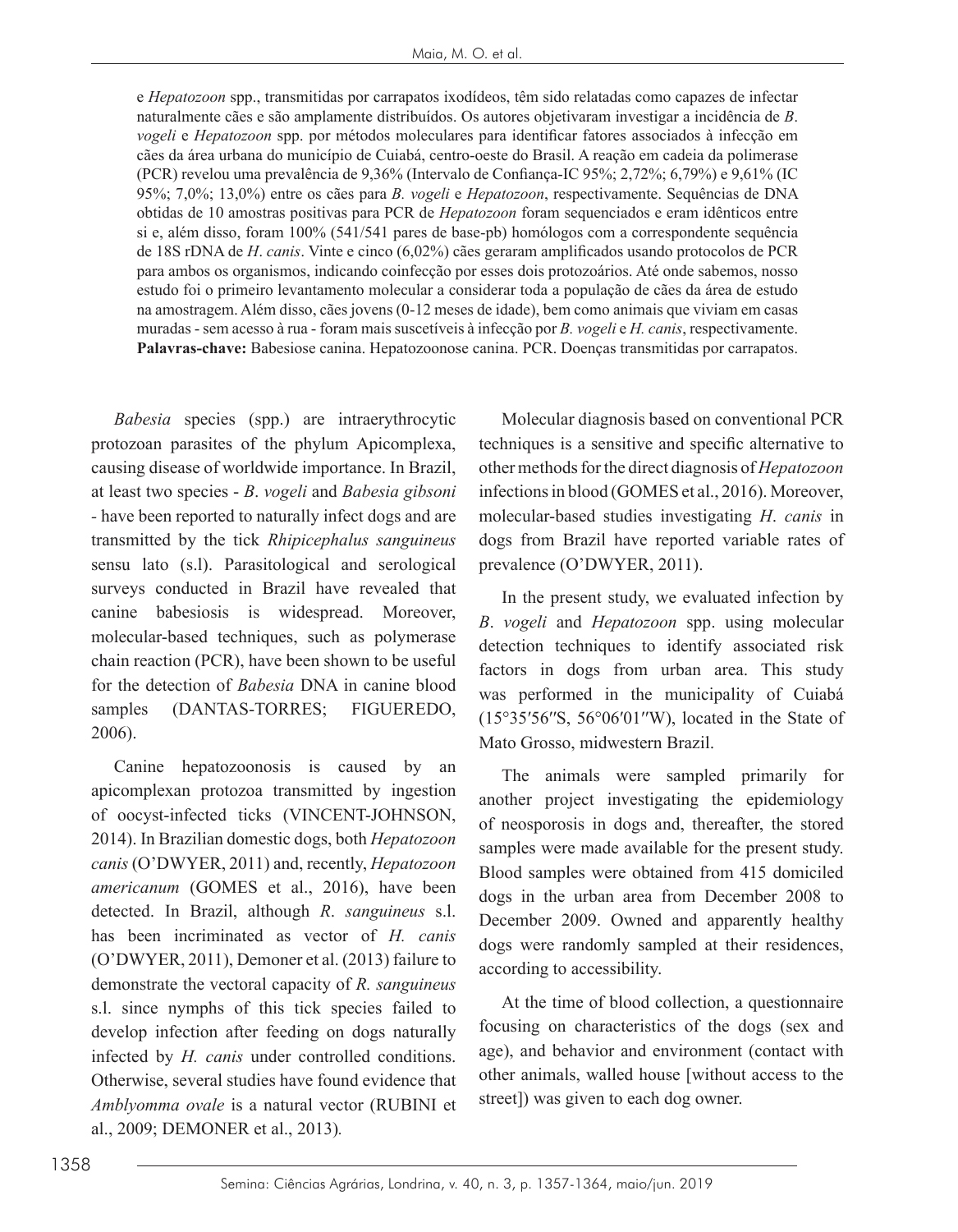e *Hepatozoon* spp., transmitidas por carrapatos ixodídeos, têm sido relatadas como capazes de infectar naturalmente cães e são amplamente distribuídos. Os autores objetivaram investigar a incidência de *B. vogeli* e *Hepatozoon* spp. por métodos moleculares para identificar fatores associados à infecção em cães da área urbana do município de Cuiabá, centro-oeste do Brasil. A reação em cadeia da polimerase (PCR) revelou uma prevalência de 9,36% (Intervalo de Confiança-IC 95%; 2,72%; 6,79%) e 9,61% (IC 95%; 7,0%; 13,0%) entre os cães para *B. vogeli* e *Hepatozoon*, respectivamente. Sequências de DNA obtidas de 10 amostras positivas para PCR de *Hepatozoon* foram sequenciados e eram idênticos entre si e, além disso, foram 100% (541/541 pares de base-pb) homólogos com a correspondente sequência de 18S rDNA de *H. canis*. Vinte e cinco (6,02%) cães geraram amplificados usando protocolos de PCR para ambos os organismos, indicando coinfecção por esses dois protozoários. Até onde sabemos, nosso estudo foi o primeiro levantamento molecular a considerar toda a população de cães da área de estudo na amostragem. Além disso, cães jovens (0-12 meses de idade), bem como animais que viviam em casas muradas - sem acesso à rua - foram mais suscetíveis à infecção por *B. vogeli* e *H. canis*, respectivamente.

**Palavras-chave:** Babesiose canina. Hepatozoonose canina. PCR. Doenças transmitidas por carrapatos.

*Babesia* species (spp.) are intraerythrocytic protozoan parasites of the phylum Apicomplexa, causing disease of worldwide importance. In Brazil, at least two species - *B. vogeli* and *Babesia gibsoni* - have been reported to naturally infect dogs and are transmitted by the tick *Rhipicephalus sanguineus* sensu lato (s.l). Parasitological and serological surveys conducted in Brazil have revealed that canine babesiosis is widespread. Moreover, molecular-based techniques, such as polymerase chain reaction (PCR), have been shown to be useful for the detection of *Babesia* DNA in canine blood samples (DANTAS-TORRES; FIGUEREDO, 2006).

Canine hepatozoonosis is caused by an apicomplexan protozoa transmitted by ingestion of oocyst-infected ticks (VINCENT-JOHNSON, 2014). In Brazilian domestic dogs, both *Hepatozoon canis* (O'DWYER, 2011) and, recently, *Hepatozoon americanum* (GOMES et al., 2016), have been detected. In Brazil, although *R. sanguineus* s.l. has been incriminated as vector of *H. canis* (O'DWYER, 2011), Demoner et al. (2013) failure to demonstrate the vectoral capacity of *R. sanguineus* s.l. since nymphs of this tick species failed to develop infection after feeding on dogs naturally infected by *H. canis* under controlled conditions. Otherwise, several studies have found evidence that *Amblyomma ovale* is a natural vector (RUBINI et al., 2009; DEMONER et al., 2013).

Molecular diagnosis based on conventional PCR techniques is a sensitive and specific alternative to other methods for the direct diagnosis of *Hepatozoon* infections in blood (GOMES et al., 2016). Moreover, molecular-based studies investigating *H. canis* in dogs from Brazil have reported variable rates of prevalence (O'DWYER, 2011).

In the present study, we evaluated infection by *B. vogeli* and *Hepatozoon* spp. using molecular detection techniques to identify associated risk factors in dogs from urban area. This study was performed in the municipality of Cuiabá (15°35′56″S, 56°06′01″W), located in the State of Mato Grosso, midwestern Brazil.

The animals were sampled primarily for another project investigating the epidemiology of neosporosis in dogs and, thereafter, the stored samples were made available for the present study. Blood samples were obtained from 415 domiciled dogs in the urban area from December 2008 to December 2009. Owned and apparently healthy dogs were randomly sampled at their residences, according to accessibility.

At the time of blood collection, a questionnaire focusing on characteristics of the dogs (sex and age), and behavior and environment (contact with other animals, walled house [without access to the street]) was given to each dog owner.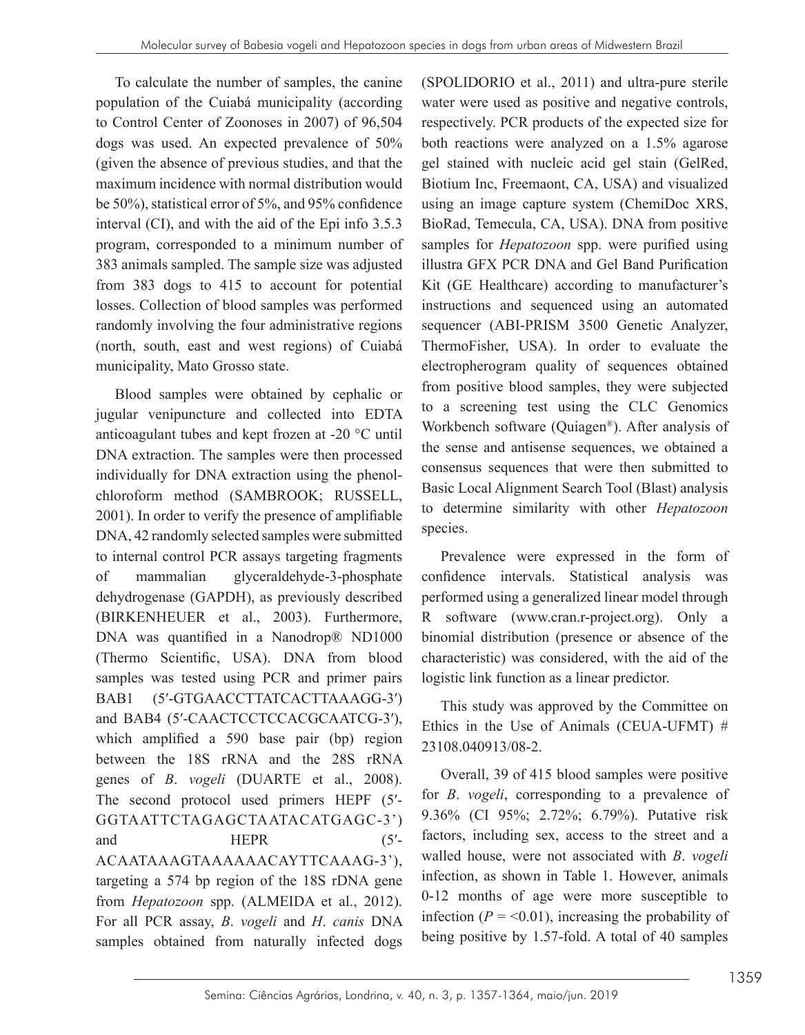To calculate the number of samples, the canine population of the Cuiabá municipality (according to Control Center of Zoonoses in 2007) of 96,504 dogs was used. An expected prevalence of 50% (given the absence of previous studies, and that the maximum incidence with normal distribution would be 50%), statistical error of 5%, and 95% confidence interval (CI), and with the aid of the Epi info 3.5.3 program, corresponded to a minimum number of 383 animals sampled. The sample size was adjusted from 383 dogs to 415 to account for potential losses. Collection of blood samples was performed randomly involving the four administrative regions (north, south, east and west regions) of Cuiabá municipality, Mato Grosso state.

Blood samples were obtained by cephalic or jugular venipuncture and collected into EDTA anticoagulant tubes and kept frozen at -20 °C until DNA extraction. The samples were then processed individually for DNA extraction using the phenol-chloroform method (SAMBROOK; RUSSELL, 2001). In order to verify the presence of amplifiable DNA, 42 randomly selected samples were submitted to internal control PCR assays targeting fragments of mammalian glyceraldehyde-3-phosphate dehydrogenase (GAPDH), as previously described (BIRKENHEUER et al., 2003). Furthermore, DNA was quantified in a Nanodrop® ND1000 (Thermo Scientific, USA). DNA from blood samples was tested using PCR and primer pairs BAB1 (5′-GTGAACCTTATCACTTAAAGG-3′) and BAB4 (5′-CAACTCCTCCACGCAATCG-3′), which amplified a 590 base pair (bp) region between the 18S rRNA and the 28S rRNA genes of *B*. *vogeli* (DUARTE et al., 2008). The second protocol used primers HEPF (5′-GGTAATTCTAGAGCTAATACATGAGC-3') and HEPR (5′-ACAATAAAGTAAAAAACAYTTCAAAG-3'), targeting a 574 bp region of the 18S rDNA gene from *Hepatozoon* spp. (ALMEIDA et al., 2012). For all PCR assay, *B*. *vogeli* and *H*. *canis* DNA samples obtained from naturally infected dogs (SPOLIDORIO et al., 2011) and ultra-pure sterile water were used as positive and negative controls, respectively. PCR products of the expected size for both reactions were analyzed on a 1.5% agarose gel stained with nucleic acid gel stain (GelRed, Biotium Inc, Freemaont, CA, USA) and visualized using an image capture system (ChemiDoc XRS, BioRad, Temecula, CA, USA). DNA from positive samples for *Hepatozoon* spp. were purified using illustra GFX PCR DNA and Gel Band Purification Kit (GE Healthcare) according to manufacturer's instructions and sequenced using an automated sequencer (ABI-PRISM 3500 Genetic Analyzer, ThermoFisher, USA). In order to evaluate the electropherogram quality of sequences obtained from positive blood samples, they were subjected to a screening test using the CLC Genomics Workbench software (Quiagen®). After analysis of the sense and antisense sequences, we obtained a consensus sequences that were then submitted to Basic Local Alignment Search Tool (Blast) analysis to determine similarity with other *Hepatozoon* species.

Prevalence were expressed in the form of confidence intervals. Statistical analysis was performed using a generalized linear model through R software (www.cran.r-project.org). Only a binomial distribution (presence or absence of the characteristic) was considered, with the aid of the logistic link function as a linear predictor.

This study was approved by the Committee on Ethics in the Use of Animals (CEUA-UFMT) # 23108.040913/08-2.

Overall, 39 of 415 blood samples were positive for *B*. *vogeli*, corresponding to a prevalence of 9.36% (CI 95%; 2.72%; 6.79%). Putative risk factors, including sex, access to the street and a walled house, were not associated with *B*. *vogeli* infection, as shown in Table 1. However, animals 0-12 months of age were more susceptible to infection ($P$ = <0.01), increasing the probability of being positive by 1.57-fold. A total of 40 samples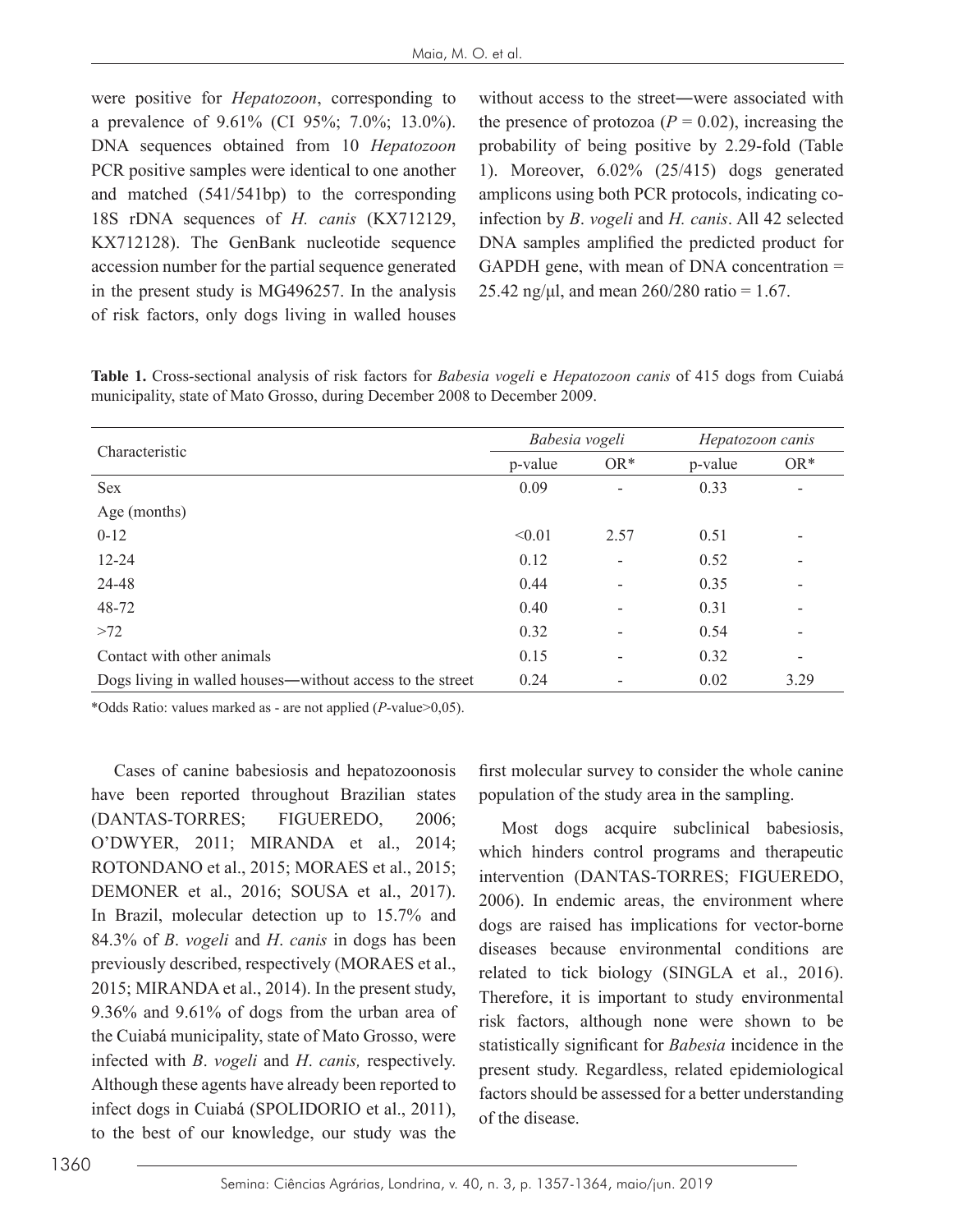were positive for *Hepatozoon*, corresponding to a prevalence of 9.61% (CI 95%; 7.0%; 13.0%). DNA sequences obtained from 10 *Hepatozoon* PCR positive samples were identical to one another and matched (541/541bp) to the corresponding 18S rDNA sequences of *H. canis* (KX712129, KX712128). The GenBank nucleotide sequence accession number for the partial sequence generated in the present study is MG496257. In the analysis of risk factors, only dogs living in walled houses without access to the street―were associated with the presence of protozoa ($P$ = 0.02), increasing the probability of being positive by 2.29-fold (Table 1). Moreover, 6.02% (25/415) dogs generated amplicons using both PCR protocols, indicating co-infection by *B*. *vogeli* and *H*. *canis*. All 42 selected DNA samples amplified the predicted product for GAPDH gene, with mean of DNA concentration = 25.42 ng/μl, and mean 260/280 ratio = 1.67.

**Table 1.** Cross-sectional analysis of risk factors for *Babesia vogeli* e *Hepatozoon canis* of 415 dogs from Cuiabá municipality, state of Mato Grosso, during December 2008 to December 2009.

| Characteristic | *Babesia vogeli* | | *Hepatozoon canis* | |
|---|---|---|---|---|
| | p-value | OR* | p-value | OR* |
| Sex | 0.09 | - | 0.33 | - |
| Age (months) | | | | |
| 0-12 | <0.01 | 2.57 | 0.51 | - |
| 12-24 | 0.12 | - | 0.52 | - |
| 24-48 | 0.44 | - | 0.35 | - |
| 48-72 | 0.40 | - | 0.31 | - |
| >72 | 0.32 | - | 0.54 | - |
| Contact with other animals | 0.15 | - | 0.32 | - |
| Dogs living in walled houses―without access to the street | 0.24 | - | 0.02 | 3.29 |

*Odds Ratio: values marked as - are not applied ($P$-value>0,05).

Cases of canine babesiosis and hepatozoonosis have been reported throughout Brazilian states (DANTAS-TORRES; FIGUEREDO, 2006; O'DWYER, 2011; MIRANDA et al., 2014; ROTONDANO et al., 2015; MORAES et al., 2015; DEMONER et al., 2016; SOUSA et al., 2017). In Brazil, molecular detection up to 15.7% and 84.3% of *B*. *vogeli* and *H*. *canis* in dogs has been previously described, respectively (MORAES et al., 2015; MIRANDA et al., 2014). In the present study, 9.36% and 9.61% of dogs from the urban area of the Cuiabá municipality, state of Mato Grosso, were infected with *B*. *vogeli* and *H*. *canis,* respectively. Although these agents have already been reported to infect dogs in Cuiabá (SPOLIDORIO et al., 2011), to the best of our knowledge, our study was the first molecular survey to consider the whole canine population of the study area in the sampling.

Most dogs acquire subclinical babesiosis, which hinders control programs and therapeutic intervention (DANTAS-TORRES; FIGUEREDO, 2006). In endemic areas, the environment where dogs are raised has implications for vector-borne diseases because environmental conditions are related to tick biology (SINGLA et al., 2016). Therefore, it is important to study environmental risk factors, although none were shown to be statistically significant for *Babesia* incidence in the present study. Regardless, related epidemiological factors should be assessed for a better understanding of the disease.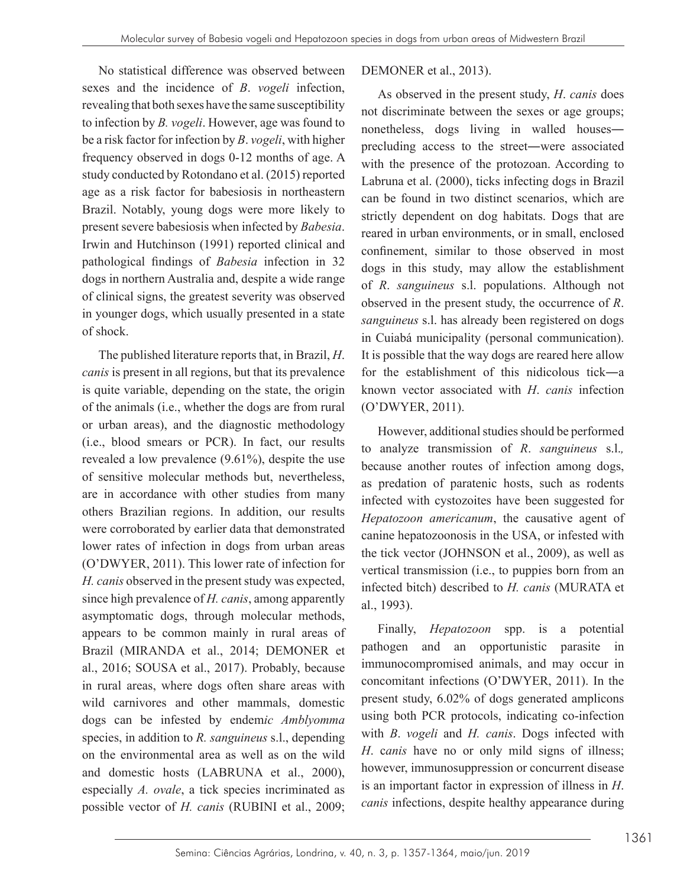No statistical difference was observed between sexes and the incidence of *B*. *vogeli* infection, revealing that both sexes have the same susceptibility to infection by *B. vogeli*. However, age was found to be a risk factor for infection by *B*. *vogeli*, with higher frequency observed in dogs 0-12 months of age. A study conducted by Rotondano et al. (2015) reported age as a risk factor for babesiosis in northeastern Brazil. Notably, young dogs were more likely to present severe babesiosis when infected by *Babesia*. Irwin and Hutchinson (1991) reported clinical and pathological findings of *Babesia* infection in 32 dogs in northern Australia and, despite a wide range of clinical signs, the greatest severity was observed in younger dogs, which usually presented in a state of shock.

The published literature reports that, in Brazil, *H*. *canis* is present in all regions, but that its prevalence is quite variable, depending on the state, the origin of the animals (i.e., whether the dogs are from rural or urban areas), and the diagnostic methodology (i.e., blood smears or PCR). In fact, our results revealed a low prevalence (9.61%), despite the use of sensitive molecular methods but, nevertheless, are in accordance with other studies from many others Brazilian regions. In addition, our results were corroborated by earlier data that demonstrated lower rates of infection in dogs from urban areas (O'DWYER, 2011). This lower rate of infection for *H. canis* observed in the present study was expected, since high prevalence of *H. canis*, among apparently asymptomatic dogs, through molecular methods, appears to be common mainly in rural areas of Brazil (MIRANDA et al., 2014; DEMONER et al., 2016; SOUSA et al., 2017). Probably, because in rural areas, where dogs often share areas with wild carnivores and other mammals, domestic dogs can be infested by endem*ic Amblyomma* species, in addition to *R. sanguineus* s.l., depending on the environmental area as well as on the wild and domestic hosts (LABRUNA et al., 2000), especially *A. ovale*, a tick species incriminated as possible vector of *H. canis* (RUBINI et al., 2009; DEMONER et al., 2013).

As observed in the present study, *H*. *canis* does not discriminate between the sexes or age groups; nonetheless, dogs living in walled houses―precluding access to the street―were associated with the presence of the protozoan. According to Labruna et al. (2000), ticks infecting dogs in Brazil can be found in two distinct scenarios, which are strictly dependent on dog habitats. Dogs that are reared in urban environments, or in small, enclosed confinement, similar to those observed in most dogs in this study, may allow the establishment of *R*. *sanguineus* s.l. populations. Although not observed in the present study, the occurrence of *R*. *sanguineus* s.l. has already been registered on dogs in Cuiabá municipality (personal communication). It is possible that the way dogs are reared here allow for the establishment of this nidicolous tick―a known vector associated with *H*. *canis* infection (O'DWYER, 2011).

However, additional studies should be performed to analyze transmission of *R*. *sanguineus* s.l., because another routes of infection among dogs, as predation of paratenic hosts, such as rodents infected with cystozoites have been suggested for *Hepatozoon americanum*, the causative agent of canine hepatozoonosis in the USA, or infested with the tick vector (JOHNSON et al., 2009), as well as vertical transmission (i.e., to puppies born from an infected bitch) described to *H. canis* (MURATA et al., 1993).

Finally, *Hepatozoon* spp. is a potential pathogen and an opportunistic parasite in immunocompromised animals, and may occur in concomitant infections (O'DWYER, 2011). In the present study, 6.02% of dogs generated amplicons using both PCR protocols, indicating co-infection with *B*. *vogeli* and *H. canis*. Dogs infected with *H*. c*anis* have no or only mild signs of illness; however, immunosuppression or concurrent disease is an important factor in expression of illness in *H. canis* infections, despite healthy appearance during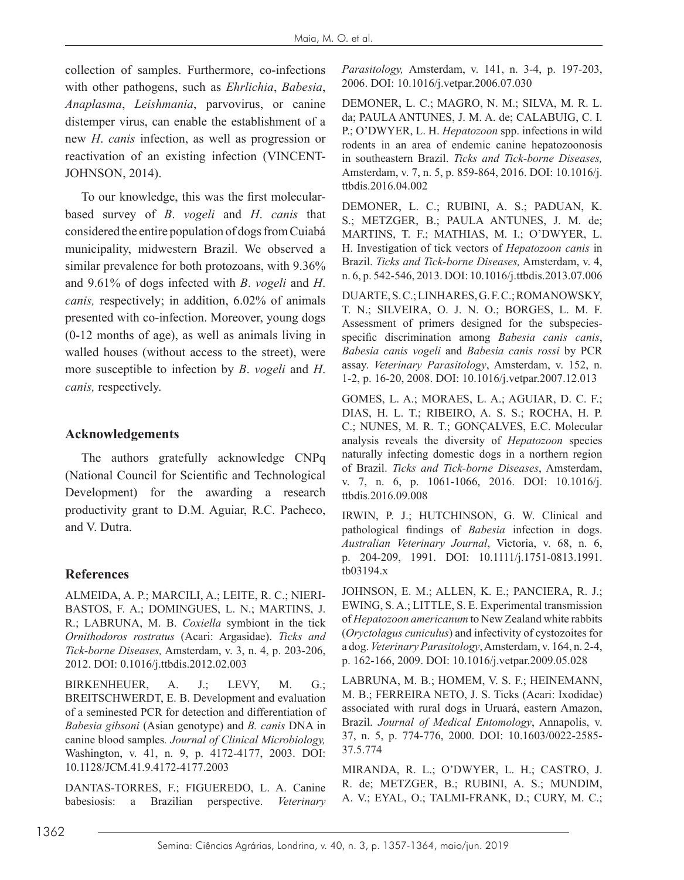collection of samples. Furthermore, co-infections with other pathogens, such as *Ehrlichia*, *Babesia*, *Anaplasma*, *Leishmania*, parvovirus, or canine distemper virus, can enable the establishment of a new *H*. *canis* infection, as well as progression or reactivation of an existing infection (VINCENT-JOHNSON, 2014).

To our knowledge, this was the first molecular-based survey of *B*. *vogeli* and *H*. *canis* that considered the entire population of dogs from Cuiabá municipality, midwestern Brazil. We observed a similar prevalence for both protozoans, with 9.36% and 9.61% of dogs infected with *B*. *vogeli* and *H*. *canis,* respectively; in addition, 6.02% of animals presented with co-infection. Moreover, young dogs (0-12 months of age), as well as animals living in walled houses (without access to the street), were more susceptible to infection by *B*. *vogeli* and *H*. *canis,* respectively.

## Acknowledgements

The authors gratefully acknowledge CNPq (National Council for Scientific and Technological Development) for the awarding a research productivity grant to D.M. Aguiar, R.C. Pacheco, and V. Dutra.

## References

ALMEIDA, A. P.; MARCILI, A.; LEITE, R. C.; NIERI-BASTOS, F. A.; DOMINGUES, L. N.; MARTINS, J. R.; LABRUNA, M. B. *Coxiella* symbiont in the tick *Ornithodoros rostratus* (Acari: Argasidae). *Ticks and Tick-borne Diseases,* Amsterdam, v. 3, n. 4, p. 203-206, 2012. DOI: 0.1016/j.ttbdis.2012.02.003

BIRKENHEUER, A. J.; LEVY, M. G.; BREITSCHWERDT, E. B. Development and evaluation of a seminested PCR for detection and differentiation of *Babesia gibsoni* (Asian genotype) and *B. canis* DNA in canine blood samples*. Journal of Clinical Microbiology,* Washington, v. 41, n. 9, p. 4172-4177, 2003. DOI: 10.1128/JCM.41.9.4172-4177.2003

DANTAS-TORRES, F.; FIGUEREDO, L. A. Canine babesiosis: a Brazilian perspective. *Veterinary Parasitology,* Amsterdam, v. 141, n. 3-4, p. 197-203, 2006. DOI: 10.1016/j.vetpar.2006.07.030

DEMONER, L. C.; MAGRO, N. M.; SILVA, M. R. L. da; PAULA ANTUNES, J. M. A. de; CALABUIG, C. I. P.; O'DWYER, L. H. *Hepatozoon* spp. infections in wild rodents in an area of endemic canine hepatozoonosis in southeastern Brazil. *Ticks and Tick-borne Diseases,* Amsterdam, v. 7, n. 5, p. 859-864, 2016. DOI: 10.1016/j.ttbdis.2016.04.002

DEMONER, L. C.; RUBINI, A. S.; PADUAN, K. S.; METZGER, B.; PAULA ANTUNES, J. M. de; MARTINS, T. F.; MATHIAS, M. I.; O'DWYER, L. H. Investigation of tick vectors of *Hepatozoon canis* in Brazil. *Ticks and Tick-borne Diseases,* Amsterdam, v. 4, n. 6, p. 542-546, 2013. DOI: 10.1016/j.ttbdis.2013.07.006

DUARTE, S. C.; LINHARES, G. F. C.; ROMANOWSKY, T. N.; SILVEIRA, O. J. N. O.; BORGES, L. M. F. Assessment of primers designed for the subspecies-specific discrimination among *Babesia canis canis*, *Babesia canis vogeli* and *Babesia canis rossi* by PCR assay. *Veterinary Parasitology*, Amsterdam, v. 152, n. 1-2, p. 16-20, 2008. DOI: 10.1016/j.vetpar.2007.12.013

GOMES, L. A.; MORAES, L. A.; AGUIAR, D. C. F.; DIAS, H. L. T.; RIBEIRO, A. S. S.; ROCHA, H. P. C.; NUNES, M. R. T.; GONÇALVES, E.C. Molecular analysis reveals the diversity of *Hepatozoon* species naturally infecting domestic dogs in a northern region of Brazil. *Ticks and Tick-borne Diseases*, Amsterdam, v. 7, n. 6, p. 1061-1066, 2016. DOI: 10.1016/j.ttbdis.2016.09.008

IRWIN, P. J.; HUTCHINSON, G. W. Clinical and pathological findings of *Babesia* infection in dogs. *Australian Veterinary Journal*, Victoria, v. 68, n. 6, p. 204-209, 1991. DOI: 10.1111/j.1751-0813.1991.tb03194.x

JOHNSON, E. M.; ALLEN, K. E.; PANCIERA, R. J.; EWING, S. A.; LITTLE, S. E. Experimental transmission of *Hepatozoon americanum* to New Zealand white rabbits (*Oryctolagus cuniculus*) and infectivity of cystozoites for a dog. *Veterinary Parasitology*, Amsterdam, v. 164, n. 2-4, p. 162-166, 2009. DOI: 10.1016/j.vetpar.2009.05.028

LABRUNA, M. B.; HOMEM, V. S. F.; HEINEMANN, M. B.; FERREIRA NETO, J. S. Ticks (Acari: Ixodidae) associated with rural dogs in Uruará, eastern Amazon, Brazil. *Journal of Medical Entomology*, Annapolis, v. 37, n. 5, p. 774-776, 2000. DOI: 10.1603/0022-2585-37.5.774

MIRANDA, R. L.; O'DWYER, L. H.; CASTRO, J. R. de; METZGER, B.; RUBINI, A. S.; MUNDIM, A. V.; EYAL, O.; TALMI-FRANK, D.; CURY, M. C.;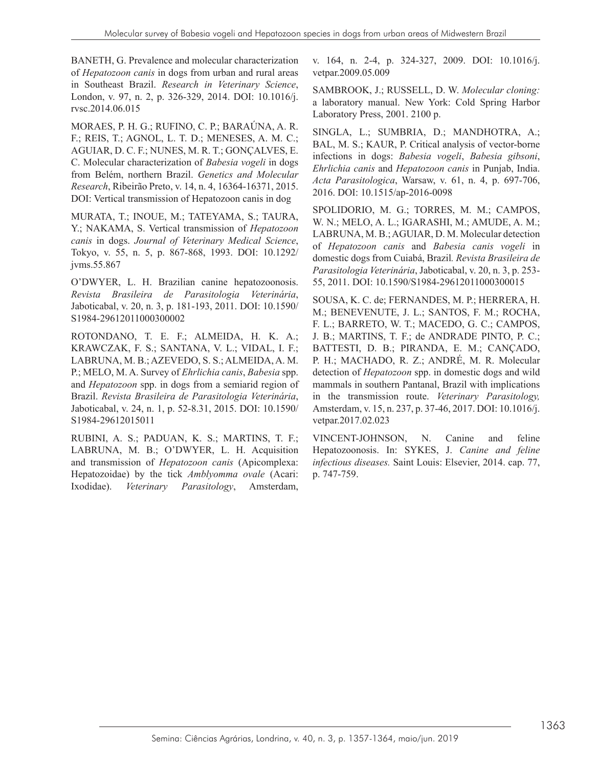BANETH, G. Prevalence and molecular characterization of *Hepatozoon canis* in dogs from urban and rural areas in Southeast Brazil. *Research in Veterinary Science*, London, v. 97, n. 2, p. 326-329, 2014. DOI: 10.1016/j.rvsc.2014.06.015

MORAES, P. H. G.; RUFINO, C. P.; BARAÚNA, A. R. F.; REIS, T.; AGNOL, L. T. D.; MENESES, A. M. C.; AGUIAR, D. C. F.; NUNES, M. R. T.; GONÇALVES, E. C. Molecular characterization of *Babesia vogeli* in dogs from Belém, northern Brazil. *Genetics and Molecular Research*, Ribeirão Preto, v. 14, n. 4, 16364-16371, 2015. DOI: Vertical transmission of Hepatozoon canis in dog

MURATA, T.; INOUE, M.; TATEYAMA, S.; TAURA, Y.; NAKAMA, S. Vertical transmission of *Hepatozoon canis* in dogs. *Journal of Veterinary Medical Science*, Tokyo, v. 55, n. 5, p. 867-868, 1993. DOI: 10.1292/jvms.55.867

O'DWYER, L. H. Brazilian canine hepatozoonosis. *Revista Brasileira de Parasitologia Veterinária*, Jaboticabal, v. 20, n. 3, p. 181-193, 2011. DOI: 10.1590/S1984-29612011000300002

ROTONDANO, T. E. F.; ALMEIDA, H. K. A.; KRAWCZAK, F. S.; SANTANA, V. L.; VIDAL, I. F.; LABRUNA, M. B.; AZEVEDO, S. S.; ALMEIDA, A. M. P.; MELO, M. A. Survey of *Ehrlichia canis*, *Babesia* spp. and *Hepatozoon* spp. in dogs from a semiarid region of Brazil. *Revista Brasileira de Parasitologia Veterinária*, Jaboticabal, v. 24, n. 1, p. 52-8.31, 2015. DOI: 10.1590/S1984-29612015011

RUBINI, A. S.; PADUAN, K. S.; MARTINS, T. F.; LABRUNA, M. B.; O'DWYER, L. H. Acquisition and transmission of *Hepatozoon canis* (Apicomplexa: Hepatozoidae) by the tick *Amblyomma ovale* (Acari: Ixodidae). *Veterinary Parasitology*, Amsterdam, v. 164, n. 2-4, p. 324-327, 2009. DOI: 10.1016/j.vetpar.2009.05.009

SAMBROOK, J.; RUSSELL, D. W. *Molecular cloning:* a laboratory manual. New York: Cold Spring Harbor Laboratory Press, 2001. 2100 p.

SINGLA, L.; SUMBRIA, D.; MANDHOTRA, A.; BAL, M. S.; KAUR, P. Critical analysis of vector-borne infections in dogs: *Babesia vogeli*, *Babesia gibsoni*, *Ehrlichia canis* and *Hepatozoon canis* in Punjab, India. *Acta Parasitologica*, Warsaw, v. 61, n. 4, p. 697-706, 2016. DOI: 10.1515/ap-2016-0098

SPOLIDORIO, M. G.; TORRES, M. M.; CAMPOS, W. N.; MELO, A. L.; IGARASHI, M.; AMUDE, A. M.; LABRUNA, M. B.; AGUIAR, D. M. Molecular detection of *Hepatozoon canis* and *Babesia canis vogeli* in domestic dogs from Cuiabá, Brazil. *Revista Brasileira de Parasitologia Veterinária*, Jaboticabal, v. 20, n. 3, p. 253-55, 2011. DOI: 10.1590/S1984-29612011000300015

SOUSA, K. C. de; FERNANDES, M. P.; HERRERA, H. M.; BENEVENUTE, J. L.; SANTOS, F. M.; ROCHA, F. L.; BARRETO, W. T.; MACEDO, G. C.; CAMPOS, J. B.; MARTINS, T. F.; de ANDRADE PINTO, P. C.; BATTESTI, D. B.; PIRANDA, E. M.; CANÇADO, P. H.; MACHADO, R. Z.; ANDRÉ, M. R. Molecular detection of *Hepatozoon* spp. in domestic dogs and wild mammals in southern Pantanal, Brazil with implications in the transmission route. *Veterinary Parasitology,* Amsterdam, v. 15, n. 237, p. 37-46, 2017. DOI: 10.1016/j.vetpar.2017.02.023

VINCENT-JOHNSON, N. Canine and feline Hepatozoonosis. In: SYKES, J. *Canine and feline infectious diseases.* Saint Louis: Elsevier, 2014. cap. 77, p. 747-759.